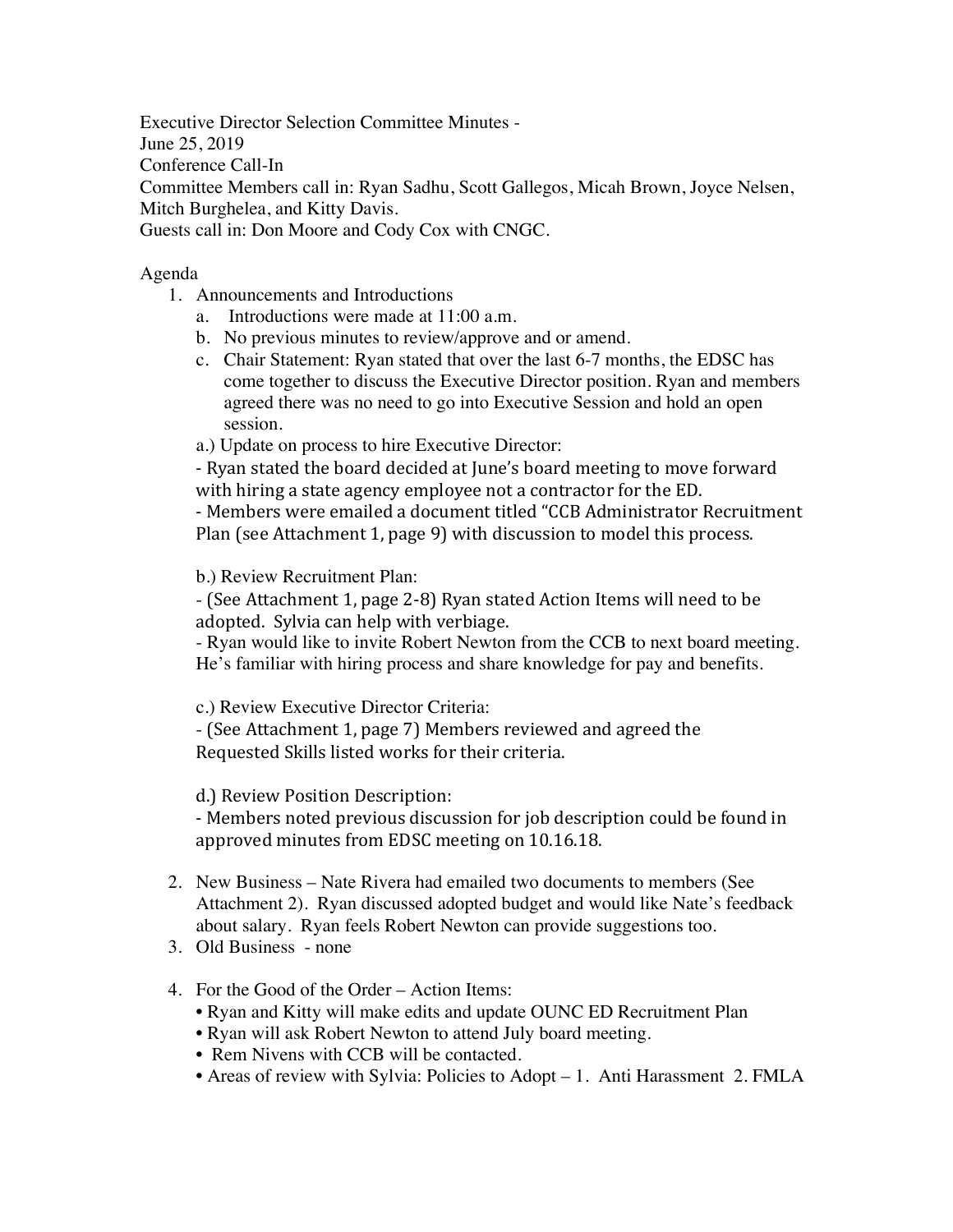Executive Director Selection Committee Minutes -
June 25, 2019
Conference Call-In
Committee Members call in: Ryan Sadhu, Scott Gallegos, Micah Brown, Joyce Nelsen, Mitch Burghelea, and Kitty Davis.
Guests call in: Don Moore and Cody Cox with CNGC.

Agenda

1. Announcements and Introductions
   a. Introductions were made at 11:00 a.m.
   b. No previous minutes to review/approve and or amend.
   c. Chair Statement: Ryan stated that over the last 6-7 months, the EDSC has come together to discuss the Executive Director position. Ryan and members agreed there was no need to go into Executive Session and hold an open session.

   a.) Update on process to hire Executive Director:
   - Ryan stated the board decided at June's board meeting to move forward with hiring a state agency employee not a contractor for the ED.
   - Members were emailed a document titled "CCB Administrator Recruitment Plan (see Attachment 1, page 9) with discussion to model this process.

   b.) Review Recruitment Plan:
   - (See Attachment 1, page 2-8) Ryan stated Action Items will need to be adopted. Sylvia can help with verbiage.
   - Ryan would like to invite Robert Newton from the CCB to next board meeting. He's familiar with hiring process and share knowledge for pay and benefits.

   c.) Review Executive Director Criteria:
   - (See Attachment 1, page 7) Members reviewed and agreed the Requested Skills listed works for their criteria.

   d.) Review Position Description:
   - Members noted previous discussion for job description could be found in approved minutes from EDSC meeting on 10.16.18.

2. New Business – Nate Rivera had emailed two documents to members (See Attachment 2). Ryan discussed adopted budget and would like Nate's feedback about salary. Ryan feels Robert Newton can provide suggestions too.
3. Old Business - none
4. For the Good of the Order – Action Items:
   - Ryan and Kitty will make edits and update OUNC ED Recruitment Plan
   - Ryan will ask Robert Newton to attend July board meeting.
   - Rem Nivens with CCB will be contacted.
   - Areas of review with Sylvia: Policies to Adopt – 1. Anti Harassment 2. FMLA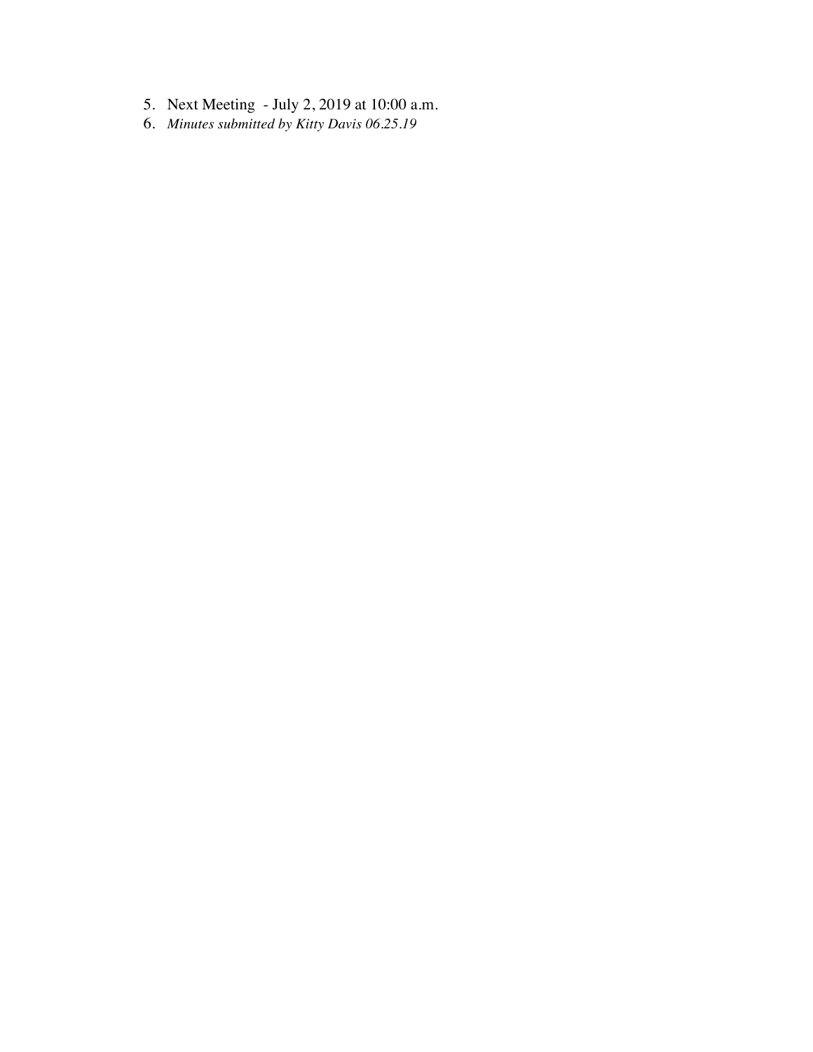5. Next Meeting  - July 2, 2019 at 10:00 a.m.
6. *Minutes submitted by Kitty Davis 06.25.19*